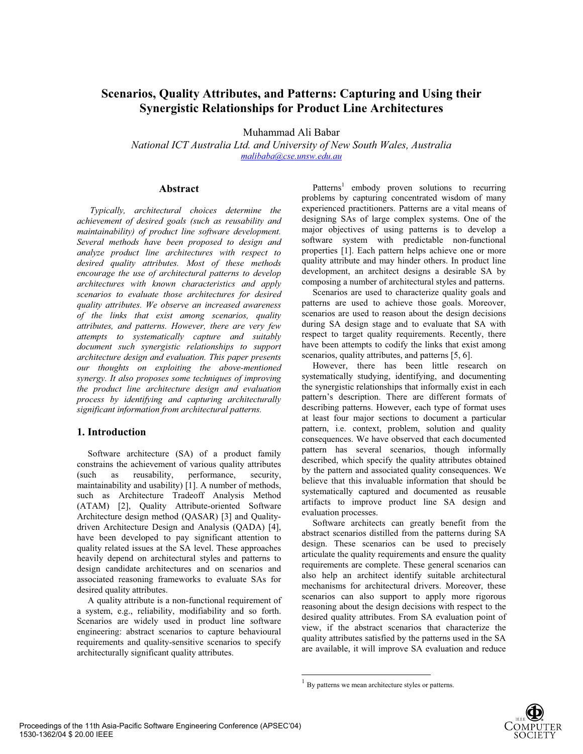# Scenarios, Quality Attributes, and Patterns: Capturing and Using their Synergistic Relationships for Product Line Architectures

Muhammad Ali Babar

*National ICT Australia Ltd. and University of New South Wales, Australia*

*malibaba@cse.unsw.edu.au*

## Abstract

*Typically, architectural choices determine the achievement of desired goals (such as reusability and maintainability) of product line software development. Several methods have been proposed to design and analyze product line architectures with respect to desired quality attributes. Most of these methods encourage the use of architectural patterns to develop architectures with known characteristics and apply scenarios to evaluate those architectures for desired quality attributes. We observe an increased awareness of the links that exist among scenarios, quality attributes, and patterns. However, there are very few attempts to systematically capture and suitably document such synergistic relationships to support architecture design and evaluation. This paper presents our thoughts on exploiting the above-mentioned synergy. It also proposes some techniques of improving the product line architecture design and evaluation process by identifying and capturing architecturally significant information from architectural patterns.*

## 1. Introduction

Software architecture (SA) of a product family constrains the achievement of various quality attributes (such as reusability, performance, security, maintainability and usability) [1]. A number of methods, such as Architecture Tradeoff Analysis Method (ATAM) [2], Quality Attribute-oriented Software Architecture design method (QASAR) [3] and Quality-driven Architecture Design and Analysis (QADA) [4], have been developed to pay significant attention to quality related issues at the SA level. These approaches heavily depend on architectural styles and patterns to design candidate architectures and on scenarios and associated reasoning frameworks to evaluate SAs for desired quality attributes.

A quality attribute is a non-functional requirement of a system, e.g., reliability, modifiability and so forth. Scenarios are widely used in product line software engineering: abstract scenarios to capture behavioural requirements and quality-sensitive scenarios to specify architecturally significant quality attributes.

Patterns[1] embody proven solutions to recurring problems by capturing concentrated wisdom of many experienced practitioners. Patterns are a vital means of designing SAs of large complex systems. One of the major objectives of using patterns is to develop a software system with predictable non-functional properties [1]. Each pattern helps achieve one or more quality attribute and may hinder others. In product line development, an architect designs a desirable SA by composing a number of architectural styles and patterns.

Scenarios are used to characterize quality goals and patterns are used to achieve those goals. Moreover, scenarios are used to reason about the design decisions during SA design stage and to evaluate that SA with respect to target quality requirements. Recently, there have been attempts to codify the links that exist among scenarios, quality attributes, and patterns [5, 6].

However, there has been little research on systematically studying, identifying, and documenting the synergistic relationships that informally exist in each pattern's description. There are different formats of describing patterns. However, each type of format uses at least four major sections to document a particular pattern, i.e. context, problem, solution and quality consequences. We have observed that each documented pattern has several scenarios, though informally described, which specify the quality attributes obtained by the pattern and associated quality consequences. We believe that this invaluable information that should be systematically captured and documented as reusable artifacts to improve product line SA design and evaluation processes.

Software architects can greatly benefit from the abstract scenarios distilled from the patterns during SA design. These scenarios can be used to precisely articulate the quality requirements and ensure the quality requirements are complete. These general scenarios can also help an architect identify suitable architectural mechanisms for architectural drivers. Moreover, these scenarios can also support to apply more rigorous reasoning about the design decisions with respect to the desired quality attributes. From SA evaluation point of view, if the abstract scenarios that characterize the quality attributes satisfied by the patterns used in the SA are available, it will improve SA evaluation and reduce

[1] By patterns we mean architecture styles or patterns.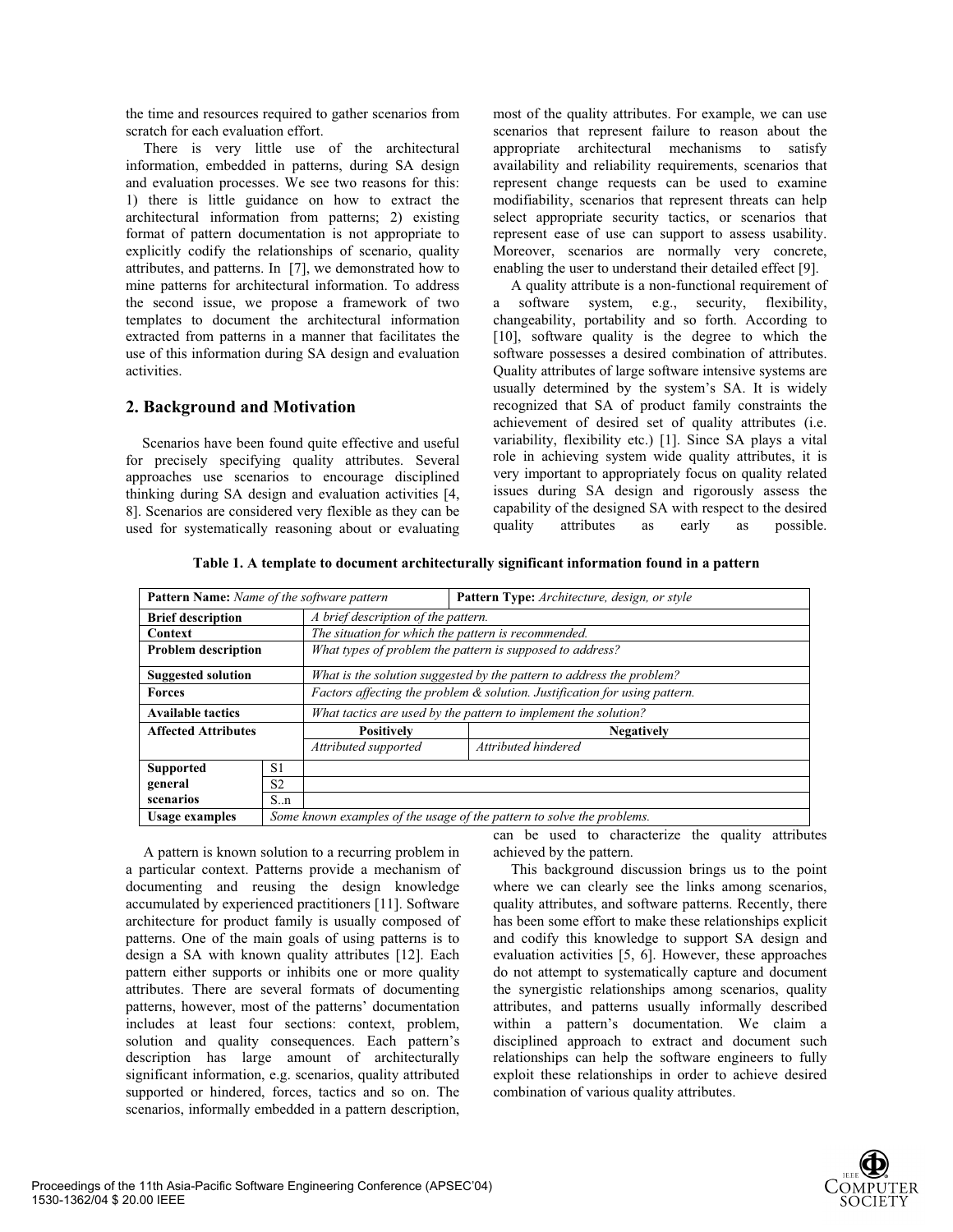the time and resources required to gather scenarios from scratch for each evaluation effort.

There is very little use of the architectural information, embedded in patterns, during SA design and evaluation processes. We see two reasons for this: 1) there is little guidance on how to extract the architectural information from patterns; 2) existing format of pattern documentation is not appropriate to explicitly codify the relationships of scenario, quality attributes, and patterns. In [7], we demonstrated how to mine patterns for architectural information. To address the second issue, we propose a framework of two templates to document the architectural information extracted from patterns in a manner that facilitates the use of this information during SA design and evaluation activities.

## 2. Background and Motivation

Scenarios have been found quite effective and useful for precisely specifying quality attributes. Several approaches use scenarios to encourage disciplined thinking during SA design and evaluation activities [4, 8]. Scenarios are considered very flexible as they can be used for systematically reasoning about or evaluating most of the quality attributes. For example, we can use scenarios that represent failure to reason about the appropriate architectural mechanisms to satisfy availability and reliability requirements, scenarios that represent change requests can be used to examine modifiability, scenarios that represent threats can help select appropriate security tactics, or scenarios that represent ease of use can support to assess usability. Moreover, scenarios are normally very concrete, enabling the user to understand their detailed effect [9].

A quality attribute is a non-functional requirement of a software system, e.g., security, flexibility, changeability, portability and so forth. According to [10], software quality is the degree to which the software possesses a desired combination of attributes. Quality attributes of large software intensive systems are usually determined by the system's SA. It is widely recognized that SA of product family constraints the achievement of desired set of quality attributes (i.e. variability, flexibility etc.) [1]. Since SA plays a vital role in achieving system wide quality attributes, it is very important to appropriately focus on quality related issues during SA design and rigorously assess the capability of the designed SA with respect to the desired quality attributes as early as possible.

**Table 1. A template to document architecturally significant information found in a pattern**

| | | | |
|---|---|---|---|
| **Pattern Name:** *Name of the software pattern* | | | **Pattern Type:** *Architecture, design, or style* |
| **Brief description** | | *A brief description of the pattern.* | |
| **Context** | | *The situation for which the pattern is recommended.* | |
| **Problem description** | | *What types of problem the pattern is supposed to address?* | |
| **Suggested solution** | | *What is the solution suggested by the pattern to address the problem?* | |
| **Forces** | | *Factors affecting the problem & solution. Justification for using pattern.* | |
| **Available tactics** | | *What tactics are used by the pattern to implement the solution?* | |
| **Affected Attributes** | | **Positively** | **Negatively** |
| | | *Attributed supported* | *Attributed hindered* |
| **Supported general scenarios** | S1 | | |
| | S2 | | |
| | S..n | | |
| **Usage examples** | *Some known examples of the usage of the pattern to solve the problems.* | | |

A pattern is known solution to a recurring problem in a particular context. Patterns provide a mechanism of documenting and reusing the design knowledge accumulated by experienced practitioners [11]. Software architecture for product family is usually composed of patterns. One of the main goals of using patterns is to design a SA with known quality attributes [12]. Each pattern either supports or inhibits one or more quality attributes. There are several formats of documenting patterns, however, most of the patterns' documentation includes at least four sections: context, problem, solution and quality consequences. Each pattern's description has large amount of architecturally significant information, e.g. scenarios, quality attributed supported or hindered, forces, tactics and so on. The scenarios, informally embedded in a pattern description, can be used to characterize the quality attributes achieved by the pattern.

This background discussion brings us to the point where we can clearly see the links among scenarios, quality attributes, and software patterns. Recently, there has been some effort to make these relationships explicit and codify this knowledge to support SA design and evaluation activities [5, 6]. However, these approaches do not attempt to systematically capture and document the synergistic relationships among scenarios, quality attributes, and patterns usually informally described within a pattern's documentation. We claim a disciplined approach to extract and document such relationships can help the software engineers to fully exploit these relationships in order to achieve desired combination of various quality attributes.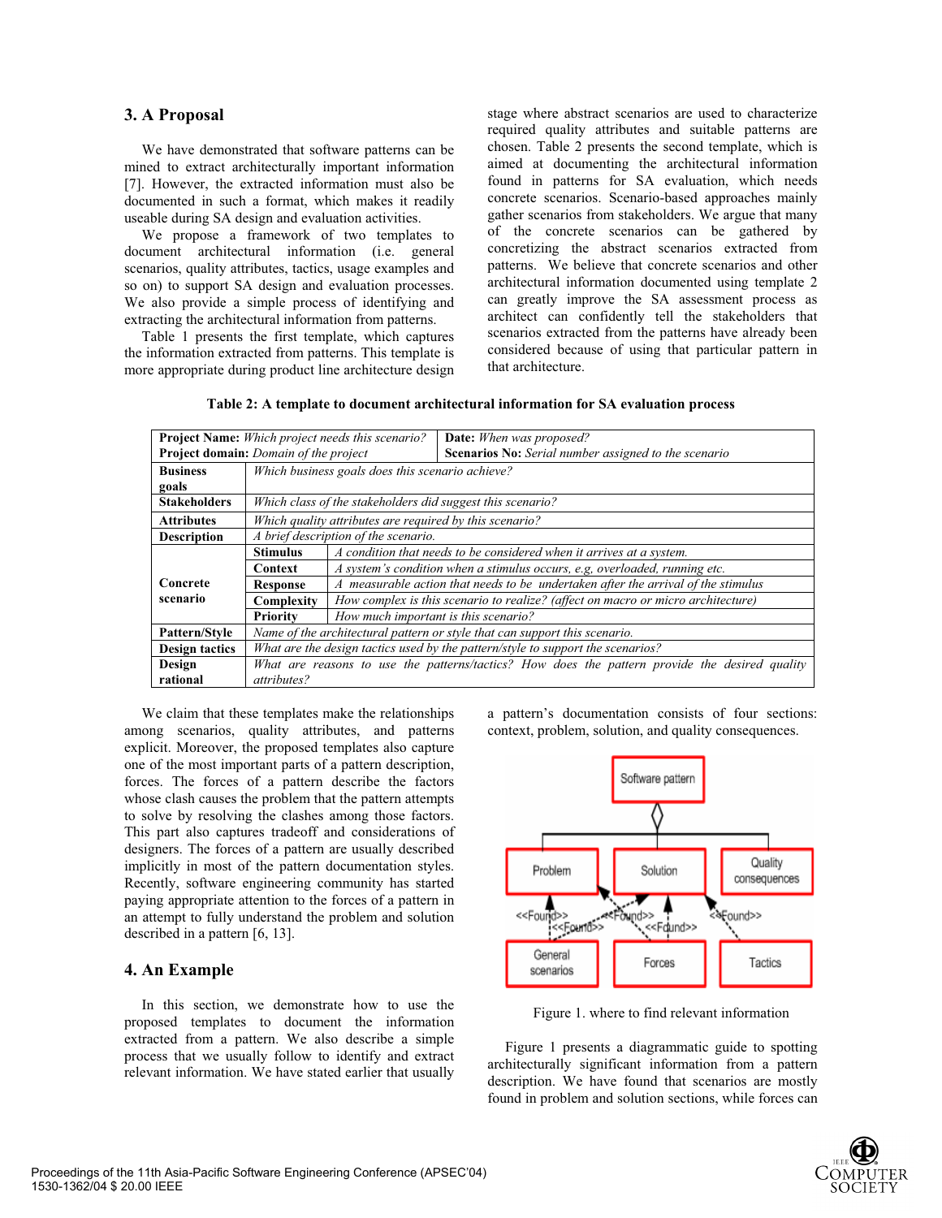## 3. A Proposal

We have demonstrated that software patterns can be mined to extract architecturally important information [7]. However, the extracted information must also be documented in such a format, which makes it readily useable during SA design and evaluation activities.

We propose a framework of two templates to document architectural information (i.e. general scenarios, quality attributes, tactics, usage examples and so on) to support SA design and evaluation processes. We also provide a simple process of identifying and extracting the architectural information from patterns.

Table 1 presents the first template, which captures the information extracted from patterns. This template is more appropriate during product line architecture design stage where abstract scenarios are used to characterize required quality attributes and suitable patterns are chosen. Table 2 presents the second template, which is aimed at documenting the architectural information found in patterns for SA evaluation, which needs concrete scenarios. Scenario-based approaches mainly gather scenarios from stakeholders. We argue that many of the concrete scenarios can be gathered by concretizing the abstract scenarios extracted from patterns. We believe that concrete scenarios and other architectural information documented using template 2 can greatly improve the SA assessment process as architect can confidently tell the stakeholders that scenarios extracted from the patterns have already been considered because of using that particular pattern in that architecture.

**Table 2: A template to document architectural information for SA evaluation process**

| **Project Name:** *Which project needs this scenario?*<br>**Project domain:** *Domain of the project* | | **Date:** *When was proposed?*<br>**Scenarios No:** *Serial number assigned to the scenario* |
|---|---|---|
| **Business goals** | *Which business goals does this scenario achieve?* | |
| **Stakeholders** | *Which class of the stakeholders did suggest this scenario?* | |
| **Attributes** | *Which quality attributes are required by this scenario?* | |
| **Description** | *A brief description of the scenario.* | |
| **Concrete scenario** | **Stimulus** | *A condition that needs to be considered when it arrives at a system.* |
| | **Context** | *A system's condition when a stimulus occurs, e.g, overloaded, running etc.* |
| | **Response** | *A measurable action that needs to be undertaken after the arrival of the stimulus* |
| | **Complexity** | *How complex is this scenario to realize? (affect on macro or micro architecture)* |
| | **Priority** | *How much important is this scenario?* |
| **Pattern/Style** | *Name of the architectural pattern or style that can support this scenario.* | |
| **Design tactics** | *What are the design tactics used by the pattern/style to support the scenarios?* | |
| **Design rational** | *What are reasons to use the patterns/tactics? How does the pattern provide the desired quality attributes?* | |

We claim that these templates make the relationships among scenarios, quality attributes, and patterns explicit. Moreover, the proposed templates also capture one of the most important parts of a pattern description, forces. The forces of a pattern describe the factors whose clash causes the problem that the pattern attempts to solve by resolving the clashes among those factors. This part also captures tradeoff and considerations of designers. The forces of a pattern are usually described implicitly in most of the pattern documentation styles. Recently, software engineering community has started paying appropriate attention to the forces of a pattern in an attempt to fully understand the problem and solution described in a pattern [6, 13].

## 4. An Example

In this section, we demonstrate how to use the proposed templates to document the information extracted from a pattern. We also describe a simple process that we usually follow to identify and extract relevant information. We have stated earlier that usually a pattern's documentation consists of four sections: context, problem, solution, and quality consequences.

Figure 1. where to find relevant information

Figure 1 presents a diagrammatic guide to spotting architecturally significant information from a pattern description. We have found that scenarios are mostly found in problem and solution sections, while forces can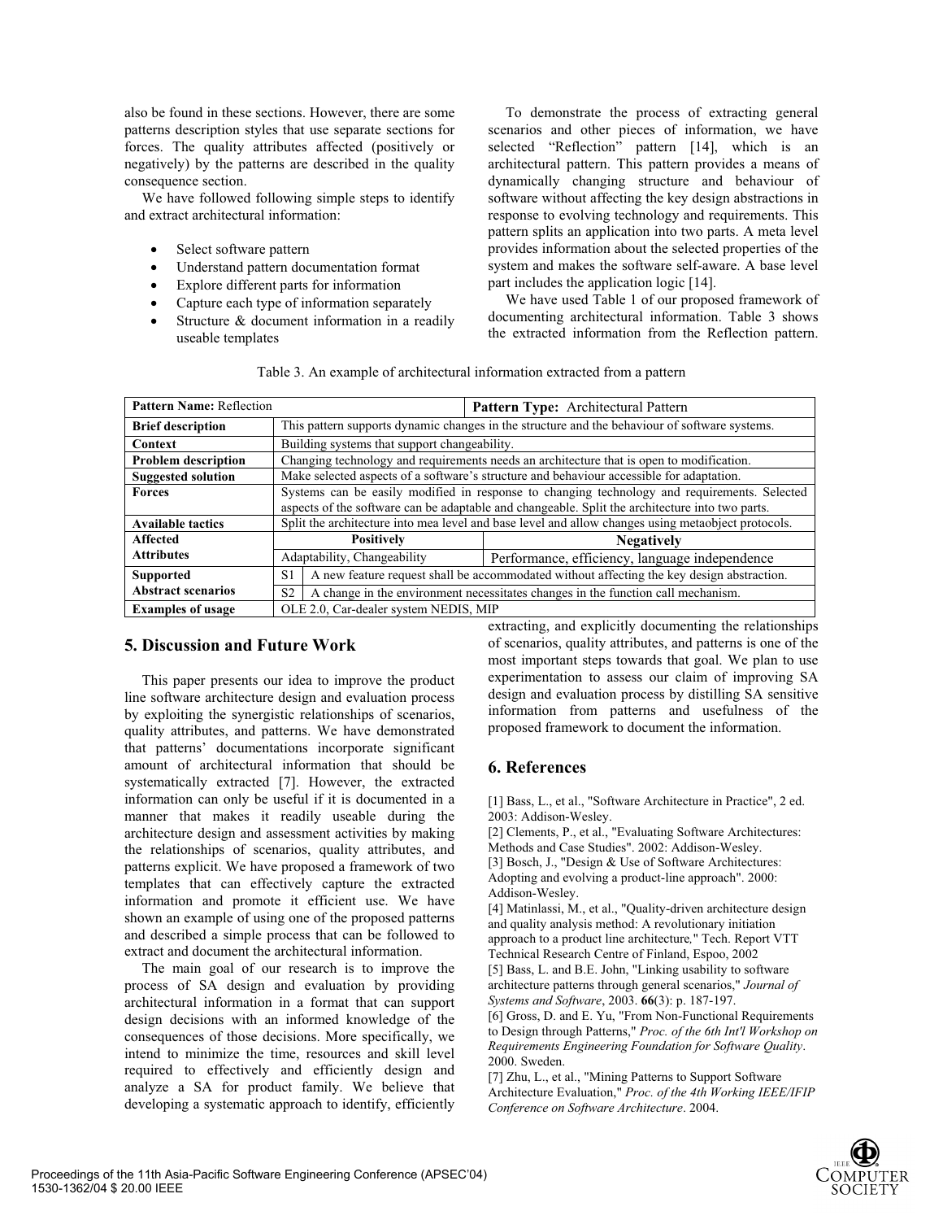also be found in these sections. However, there are some patterns description styles that use separate sections for forces. The quality attributes affected (positively or negatively) by the patterns are described in the quality consequence section.

We have followed following simple steps to identify and extract architectural information:

- Select software pattern
- Understand pattern documentation format
- Explore different parts for information
- Capture each type of information separately
- Structure & document information in a readily useable templates

To demonstrate the process of extracting general scenarios and other pieces of information, we have selected "Reflection" pattern [14], which is an architectural pattern. This pattern provides a means of dynamically changing structure and behaviour of software without affecting the key design abstractions in response to evolving technology and requirements. This pattern splits an application into two parts. A meta level provides information about the selected properties of the system and makes the software self-aware. A base level part includes the application logic [14].

We have used Table 1 of our proposed framework of documenting architectural information. Table 3 shows the extracted information from the Reflection pattern.

Table 3. An example of architectural information extracted from a pattern

| **Pattern Name:** Reflection | | | **Pattern Type:** Architectural Pattern |
|---|---|---|---|
| **Brief description** | This pattern supports dynamic changes in the structure and the behaviour of software systems. | | |
| **Context** | Building systems that support changeability. | | |
| **Problem description** | Changing technology and requirements needs an architecture that is open to modification. | | |
| **Suggested solution** | Make selected aspects of a software's structure and behaviour accessible for adaptation. | | |
| **Forces** | Systems can be easily modified in response to changing technology and requirements. Selected aspects of the software can be adaptable and changeable. Split the architecture into two parts. | | |
| **Available tactics** | Split the architecture into mea level and base level and allow changes using metaobject protocols. | | |
| **Affected Attributes** | **Positively** | | **Negatively** |
| | Adaptability, Changeability | | Performance, efficiency, language independence |
| **Supported Abstract scenarios** | S1 | A new feature request shall be accommodated without affecting the key design abstraction. | |
| | S2 | A change in the environment necessitates changes in the function call mechanism. | |
| **Examples of usage** | OLE 2.0, Car-dealer system NEDIS, MIP | | |

## 5. Discussion and Future Work

This paper presents our idea to improve the product line software architecture design and evaluation process by exploiting the synergistic relationships of scenarios, quality attributes, and patterns. We have demonstrated that patterns' documentations incorporate significant amount of architectural information that should be systematically extracted [7]. However, the extracted information can only be useful if it is documented in a manner that makes it readily useable during the architecture design and assessment activities by making the relationships of scenarios, quality attributes, and patterns explicit. We have proposed a framework of two templates that can effectively capture the extracted information and promote it efficient use. We have shown an example of using one of the proposed patterns and described a simple process that can be followed to extract and document the architectural information.

The main goal of our research is to improve the process of SA design and evaluation by providing architectural information in a format that can support design decisions with an informed knowledge of the consequences of those decisions. More specifically, we intend to minimize the time, resources and skill level required to effectively and efficiently design and analyze a SA for product family. We believe that developing a systematic approach to identify, efficiently extracting, and explicitly documenting the relationships of scenarios, quality attributes, and patterns is one of the most important steps towards that goal. We plan to use experimentation to assess our claim of improving SA design and evaluation process by distilling SA sensitive information from patterns and usefulness of the proposed framework to document the information.

## 6. References

[1] Bass, L., et al., "Software Architecture in Practice", 2 ed. 2003: Addison-Wesley.

[2] Clements, P., et al., "Evaluating Software Architectures: Methods and Case Studies". 2002: Addison-Wesley.

[3] Bosch, J., "Design & Use of Software Architectures: Adopting and evolving a product-line approach". 2000: Addison-Wesley.

[4] Matinlassi, M., et al., "Quality-driven architecture design and quality analysis method: A revolutionary initiation approach to a product line architecture," Tech. Report VTT Technical Research Centre of Finland, Espoo, 2002

[5] Bass, L. and B.E. John, "Linking usability to software architecture patterns through general scenarios," *Journal of Systems and Software*, 2003. **66**(3): p. 187-197.

[6] Gross, D. and E. Yu, "From Non-Functional Requirements to Design through Patterns," *Proc. of the 6th Int'l Workshop on Requirements Engineering Foundation for Software Quality*. 2000. Sweden.

[7] Zhu, L., et al., "Mining Patterns to Support Software Architecture Evaluation," *Proc. of the 4th Working IEEE/IFIP Conference on Software Architecture*. 2004.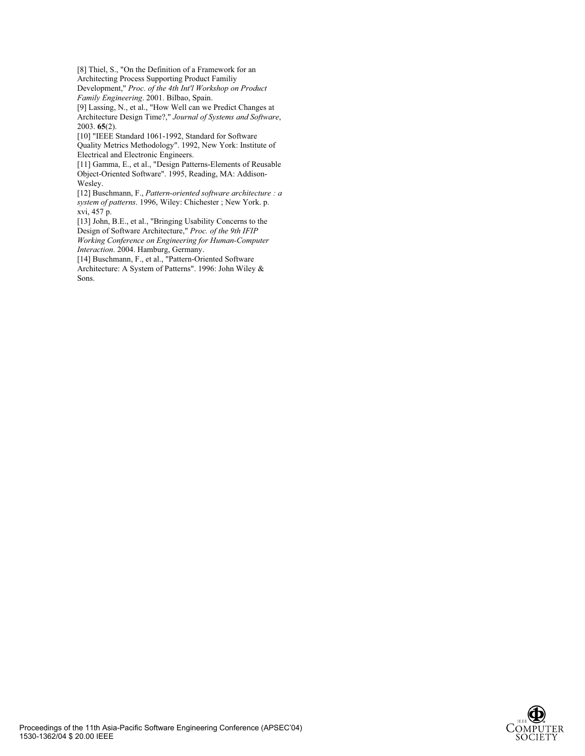[8] Thiel, S., "On the Definition of a Framework for an Architecting Process Supporting Product Familiy Development," *Proc. of the 4th Int'l Workshop on Product Family Engineering*. 2001. Bilbao, Spain.

[9] Lassing, N., et al., "How Well can we Predict Changes at Architecture Design Time?," *Journal of Systems and Software*, 2003. **65**(2).

[10] "IEEE Standard 1061-1992, Standard for Software Quality Metrics Methodology". 1992, New York: Institute of Electrical and Electronic Engineers.

[11] Gamma, E., et al., "Design Patterns-Elements of Reusable Object-Oriented Software". 1995, Reading, MA: Addison-Wesley.

[12] Buschmann, F., *Pattern-oriented software architecture : a system of patterns*. 1996, Wiley: Chichester ; New York. p. xvi, 457 p.

[13] John, B.E., et al., "Bringing Usability Concerns to the Design of Software Architecture," *Proc. of the 9th IFIP Working Conference on Engineering for Human-Computer Interaction*. 2004. Hamburg, Germany.

[14] Buschmann, F., et al., "Pattern-Oriented Software Architecture: A System of Patterns". 1996: John Wiley & Sons.